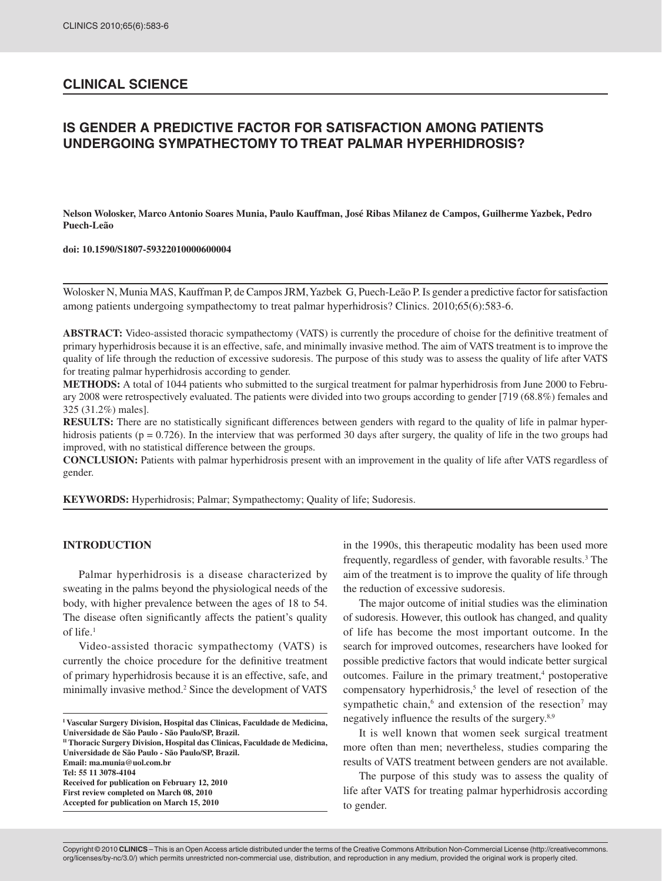## CLINICAL SCIENCE

# IS GENDER A PREDICTIVE FACTOR FOR SATISFACTION AMONG PATIENTS UNDERGOING SYMPATHECTOMY TO TREAT PALMAR HYPERHIDROSIS?

**Nelson Wolosker, Marco Antonio Soares Munia, Paulo Kauffman, José Ribas Milanez de Campos, Guilherme Yazbek, Pedro Puech-Leão**

**doi: 10.1590/S1807-59322010000600004**

Wolosker N, Munia MAS, Kauffman P, de Campos JRM, Yazbek G, Puech-Leão P. Is gender a predictive factor for satisfaction among patients undergoing sympathectomy to treat palmar hyperhidrosis? Clinics. 2010;65(6):583-6.

**ABSTRACT:** Video-assisted thoracic sympathectomy (VATS) is currently the procedure of choise for the definitive treatment of primary hyperhidrosis because it is an effective, safe, and minimally invasive method. The aim of VATS treatment is to improve the quality of life through the reduction of excessive sudoresis. The purpose of this study was to assess the quality of life after VATS for treating palmar hyperhidrosis according to gender.

**METHODS:** A total of 1044 patients who submitted to the surgical treatment for palmar hyperhidrosis from June 2000 to February 2008 were retrospectively evaluated. The patients were divided into two groups according to gender [719 (68.8%) females and 325 (31.2%) males].

**RESULTS:** There are no statistically significant differences between genders with regard to the quality of life in palmar hyperhidrosis patients ($p = 0.726$). In the interview that was performed 30 days after surgery, the quality of life in the two groups had improved, with no statistical difference between the groups.

**CONCLUSION:** Patients with palmar hyperhidrosis present with an improvement in the quality of life after VATS regardless of gender.

**KEYWORDS:** Hyperhidrosis; Palmar; Sympathectomy; Quality of life; Sudoresis.

## INTRODUCTION

Palmar hyperhidrosis is a disease characterized by sweating in the palms beyond the physiological needs of the body, with higher prevalence between the ages of 18 to 54. The disease often significantly affects the patient's quality of life.[1]

Video-assisted thoracic sympathectomy (VATS) is currently the choice procedure for the definitive treatment of primary hyperhidrosis because it is an effective, safe, and minimally invasive method.[2] Since the development of VATS in the 1990s, this therapeutic modality has been used more frequently, regardless of gender, with favorable results.[3] The aim of the treatment is to improve the quality of life through the reduction of excessive sudoresis.

The major outcome of initial studies was the elimination of sudoresis. However, this outlook has changed, and quality of life has become the most important outcome. In the search for improved outcomes, researchers have looked for possible predictive factors that would indicate better surgical outcomes. Failure in the primary treatment,[4] postoperative compensatory hyperhidrosis,[5] the level of resection of the sympathetic chain,[6] and extension of the resection[7] may negatively influence the results of the surgery.[8,9]

It is well known that women seek surgical treatment more often than men; nevertheless, studies comparing the results of VATS treatment between genders are not available.

The purpose of this study was to assess the quality of life after VATS for treating palmar hyperhidrosis according to gender.

**[I] Vascular Surgery Division, Hospital das Clinicas, Faculdade de Medicina, Universidade de São Paulo - São Paulo/SP, Brazil.**
**[II] Thoracic Surgery Division, Hospital das Clinicas, Faculdade de Medicina, Universidade de São Paulo - São Paulo/SP, Brazil.**
**Email: ma.munia@uol.com.br**
**Tel: 55 11 3078-4104**
**Received for publication on February 12, 2010**
**First review completed on March 08, 2010**
**Accepted for publication on March 15, 2010**

Copyright © 2010 **CLINICS** – This is an Open Access article distributed under the terms of the Creative Commons Attribution Non-Commercial License (http://creativecommons.org/licenses/by-nc/3.0/) which permits unrestricted non-commercial use, distribution, and reproduction in any medium, provided the original work is properly cited.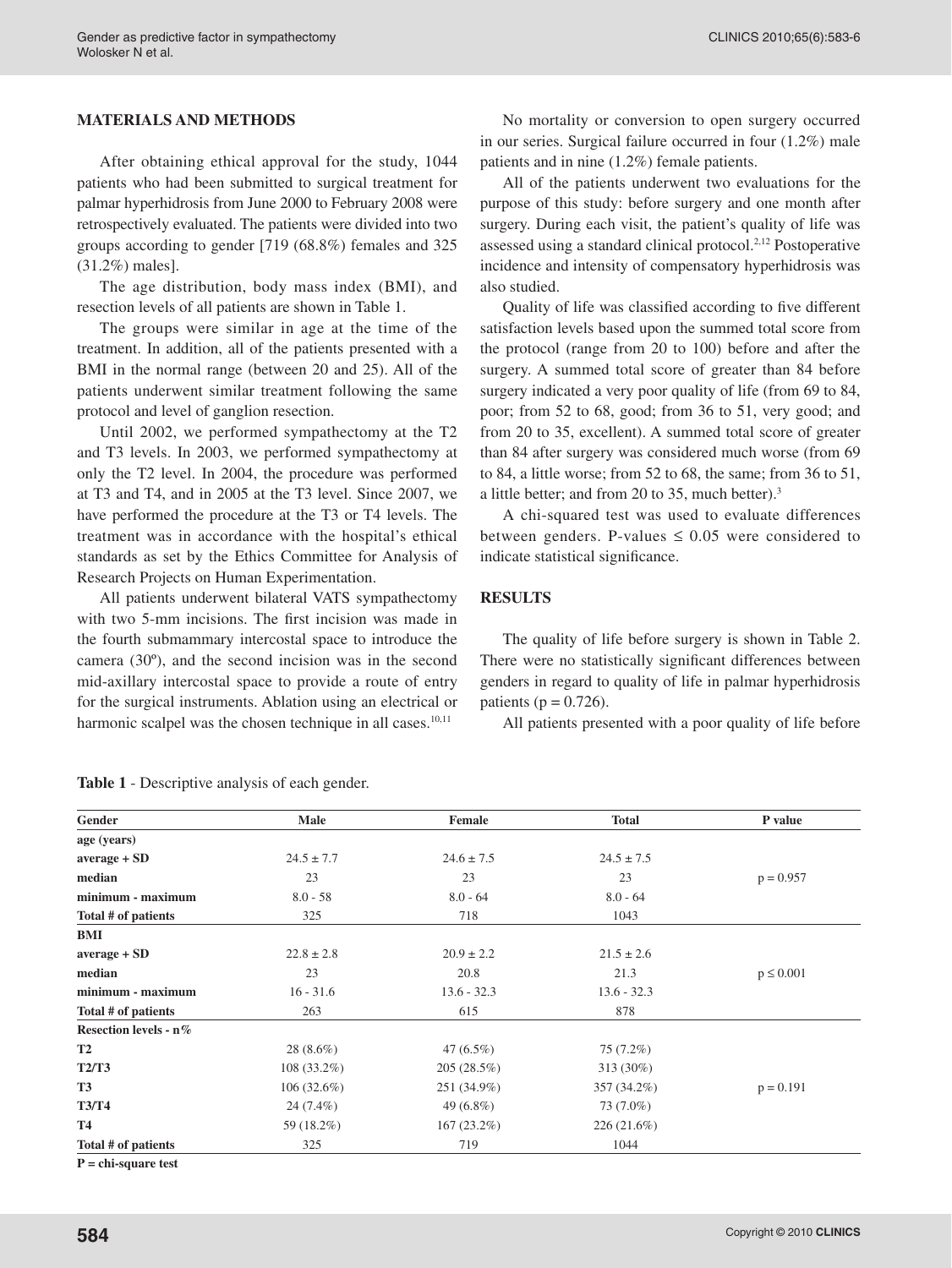## MATERIALS AND METHODS

After obtaining ethical approval for the study, 1044 patients who had been submitted to surgical treatment for palmar hyperhidrosis from June 2000 to February 2008 were retrospectively evaluated. The patients were divided into two groups according to gender [719 (68.8%) females and 325 (31.2%) males].

The age distribution, body mass index (BMI), and resection levels of all patients are shown in Table 1.

The groups were similar in age at the time of the treatment. In addition, all of the patients presented with a BMI in the normal range (between 20 and 25). All of the patients underwent similar treatment following the same protocol and level of ganglion resection.

Until 2002, we performed sympathectomy at the T2 and T3 levels. In 2003, we performed sympathectomy at only the T2 level. In 2004, the procedure was performed at T3 and T4, and in 2005 at the T3 level. Since 2007, we have performed the procedure at the T3 or T4 levels. The treatment was in accordance with the hospital's ethical standards as set by the Ethics Committee for Analysis of Research Projects on Human Experimentation.

All patients underwent bilateral VATS sympathectomy with two 5-mm incisions. The first incision was made in the fourth submammary intercostal space to introduce the camera (30º), and the second incision was in the second mid-axillary intercostal space to provide a route of entry for the surgical instruments. Ablation using an electrical or harmonic scalpel was the chosen technique in all cases.[10,11]

No mortality or conversion to open surgery occurred in our series. Surgical failure occurred in four (1.2%) male patients and in nine (1.2%) female patients.

All of the patients underwent two evaluations for the purpose of this study: before surgery and one month after surgery. During each visit, the patient's quality of life was assessed using a standard clinical protocol.[2,12] Postoperative incidence and intensity of compensatory hyperhidrosis was also studied.

Quality of life was classified according to five different satisfaction levels based upon the summed total score from the protocol (range from 20 to 100) before and after the surgery. A summed total score of greater than 84 before surgery indicated a very poor quality of life (from 69 to 84, poor; from 52 to 68, good; from 36 to 51, very good; and from 20 to 35, excellent). A summed total score of greater than 84 after surgery was considered much worse (from 69 to 84, a little worse; from 52 to 68, the same; from 36 to 51, a little better; and from 20 to 35, much better).[3]

A chi-squared test was used to evaluate differences between genders. P-values $\leq 0.05$ were considered to indicate statistical significance.

## RESULTS

The quality of life before surgery is shown in Table 2. There were no statistically significant differences between genders in regard to quality of life in palmar hyperhidrosis patients ($p = 0.726$).

All patients presented with a poor quality of life before

**Table 1** - Descriptive analysis of each gender.

| Gender | Male | Female | Total | P value |
|---|---|---|---|---|
| **age (years)** | | | | |
| **average + SD** | 24.5 ± 7.7 | 24.6 ± 7.5 | 24.5 ± 7.5 | |
| **median** | 23 | 23 | 23 | p = 0.957 |
| **minimum - maximum** | 8.0 - 58 | 8.0 - 64 | 8.0 - 64 | |
| **Total # of patients** | 325 | 718 | 1043 | |
| **BMI** | | | | |
| **average + SD** | 22.8 ± 2.8 | 20.9 ± 2.2 | 21.5 ± 2.6 | |
| **median** | 23 | 20.8 | 21.3 | p ≤ 0.001 |
| **minimum - maximum** | 16 - 31.6 | 13.6 - 32.3 | 13.6 - 32.3 | |
| **Total # of patients** | 263 | 615 | 878 | |
| **Resection levels - n%** | | | | |
| **T2** | 28 (8.6%) | 47 (6.5%) | 75 (7.2%) | |
| **T2/T3** | 108 (33.2%) | 205 (28.5%) | 313 (30%) | |
| **T3** | 106 (32.6%) | 251 (34.9%) | 357 (34.2%) | p = 0.191 |
| **T3/T4** | 24 (7.4%) | 49 (6.8%) | 73 (7.0%) | |
| **T4** | 59 (18.2%) | 167 (23.2%) | 226 (21.6%) | |
| **Total # of patients** | 325 | 719 | 1044 | |

**P = chi-square test**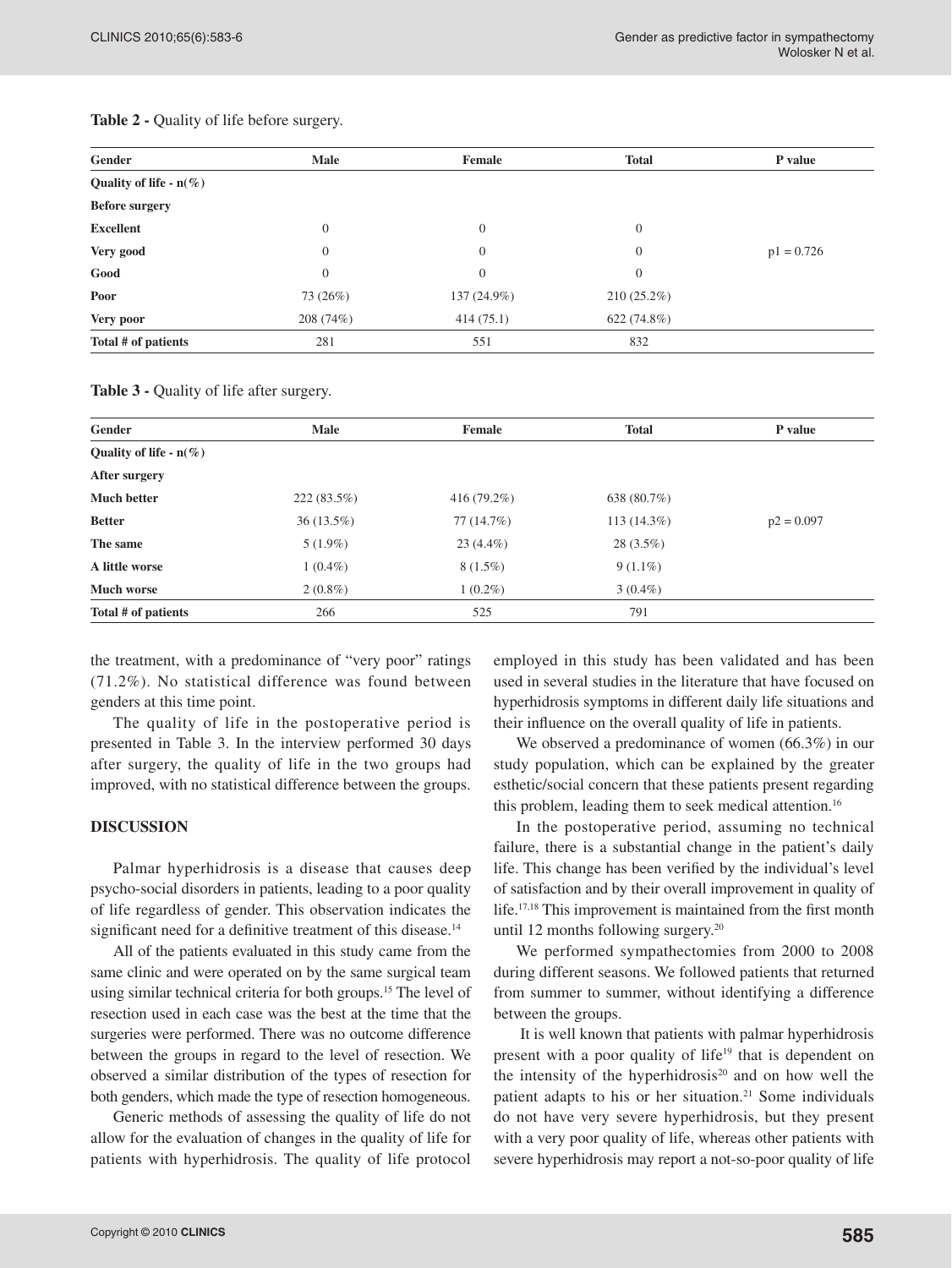**Table 2 -** Quality of life before surgery.

| Gender | Male | Female | Total | P value |
|---|---|---|---|---|
| **Quality of life - n(%)** | | | | |
| **Before surgery** | | | | |
| **Excellent** | 0 | 0 | 0 | |
| **Very good** | 0 | 0 | 0 | p1 = 0.726 |
| **Good** | 0 | 0 | 0 | |
| **Poor** | 73 (26%) | 137 (24.9%) | 210 (25.2%) | |
| **Very poor** | 208 (74%) | 414 (75.1) | 622 (74.8%) | |
| **Total # of patients** | 281 | 551 | 832 | |

**Table 3 -** Quality of life after surgery.

| Gender | Male | Female | Total | P value |
|---|---|---|---|---|
| **Quality of life - n(%)** | | | | |
| **After surgery** | | | | |
| **Much better** | 222 (83.5%) | 416 (79.2%) | 638 (80.7%) | |
| **Better** | 36 (13.5%) | 77 (14.7%) | 113 (14.3%) | p2 = 0.097 |
| **The same** | 5 (1.9%) | 23 (4.4%) | 28 (3.5%) | |
| **A little worse** | 1 (0.4%) | 8 (1.5%) | 9 (1.1%) | |
| **Much worse** | 2 (0.8%) | 1 (0.2%) | 3 (0.4%) | |
| **Total # of patients** | 266 | 525 | 791 | |

the treatment, with a predominance of "very poor" ratings (71.2%). No statistical difference was found between genders at this time point.

The quality of life in the postoperative period is presented in Table 3. In the interview performed 30 days after surgery, the quality of life in the two groups had improved, with no statistical difference between the groups.

## DISCUSSION

Palmar hyperhidrosis is a disease that causes deep psycho-social disorders in patients, leading to a poor quality of life regardless of gender. This observation indicates the significant need for a definitive treatment of this disease.[14]

All of the patients evaluated in this study came from the same clinic and were operated on by the same surgical team using similar technical criteria for both groups.[15] The level of resection used in each case was the best at the time that the surgeries were performed. There was no outcome difference between the groups in regard to the level of resection. We observed a similar distribution of the types of resection for both genders, which made the type of resection homogeneous.

Generic methods of assessing the quality of life do not allow for the evaluation of changes in the quality of life for patients with hyperhidrosis. The quality of life protocol employed in this study has been validated and has been used in several studies in the literature that have focused on hyperhidrosis symptoms in different daily life situations and their influence on the overall quality of life in patients.

We observed a predominance of women (66.3%) in our study population, which can be explained by the greater esthetic/social concern that these patients present regarding this problem, leading them to seek medical attention.[16]

In the postoperative period, assuming no technical failure, there is a substantial change in the patient's daily life. This change has been verified by the individual's level of satisfaction and by their overall improvement in quality of life.[17,18] This improvement is maintained from the first month until 12 months following surgery.[20]

We performed sympathectomies from 2000 to 2008 during different seasons. We followed patients that returned from summer to summer, without identifying a difference between the groups.

It is well known that patients with palmar hyperhidrosis present with a poor quality of life[19] that is dependent on the intensity of the hyperhidrosis[20] and on how well the patient adapts to his or her situation.[21] Some individuals do not have very severe hyperhidrosis, but they present with a very poor quality of life, whereas other patients with severe hyperhidrosis may report a not-so-poor quality of life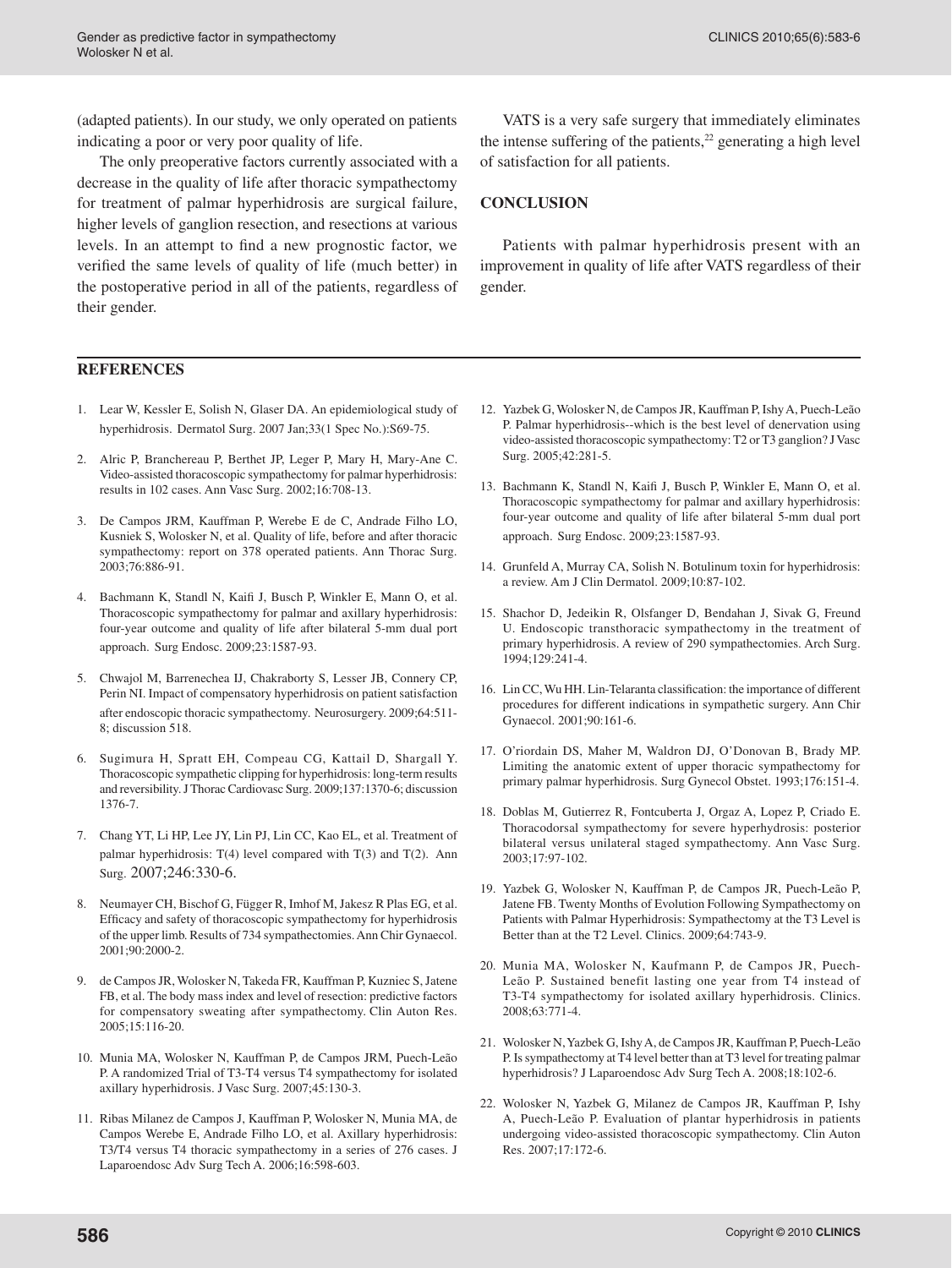(adapted patients). In our study, we only operated on patients indicating a poor or very poor quality of life.

The only preoperative factors currently associated with a decrease in the quality of life after thoracic sympathectomy for treatment of palmar hyperhidrosis are surgical failure, higher levels of ganglion resection, and resections at various levels. In an attempt to find a new prognostic factor, we verified the same levels of quality of life (much better) in the postoperative period in all of the patients, regardless of their gender.

VATS is a very safe surgery that immediately eliminates the intense suffering of the patients,[22] generating a high level of satisfaction for all patients.

## CONCLUSION

Patients with palmar hyperhidrosis present with an improvement in quality of life after VATS regardless of their gender.

## REFERENCES

1. Lear W, Kessler E, Solish N, Glaser DA. An epidemiological study of hyperhidrosis. Dermatol Surg. 2007 Jan;33(1 Spec No.):S69-75.
2. Alric P, Branchereau P, Berthet JP, Leger P, Mary H, Mary-Ane C. Video-assisted thoracoscopic sympathectomy for palmar hyperhidrosis: results in 102 cases. Ann Vasc Surg. 2002;16:708-13.
3. De Campos JRM, Kauffman P, Werebe E de C, Andrade Filho LO, Kusniek S, Wolosker N, et al. Quality of life, before and after thoracic sympathectomy: report on 378 operated patients. Ann Thorac Surg. 2003;76:886-91.
4. Bachmann K, Standl N, Kaifi J, Busch P, Winkler E, Mann O, et al. Thoracoscopic sympathectomy for palmar and axillary hyperhidrosis: four-year outcome and quality of life after bilateral 5-mm dual port approach. Surg Endosc. 2009;23:1587-93.
5. Chwajol M, Barrenechea IJ, Chakraborty S, Lesser JB, Connery CP, Perin NI. Impact of compensatory hyperhidrosis on patient satisfaction after endoscopic thoracic sympathectomy. Neurosurgery. 2009;64:511-8; discussion 518.
6. Sugimura H, Spratt EH, Compeau CG, Kattail D, Shargall Y. Thoracoscopic sympathetic clipping for hyperhidrosis: long-term results and reversibility. J Thorac Cardiovasc Surg. 2009;137:1370-6; discussion 1376-7.
7. Chang YT, Li HP, Lee JY, Lin PJ, Lin CC, Kao EL, et al. Treatment of palmar hyperhidrosis: T(4) level compared with T(3) and T(2). Ann Surg. 2007;246:330-6.
8. Neumayer CH, Bischof G, Függer R, Imhof M, Jakesz R Plas EG, et al. Efficacy and safety of thoracoscopic sympathectomy for hyperhidrosis of the upper limb. Results of 734 sympathectomies. Ann Chir Gynaecol. 2001;90:2000-2.
9. de Campos JR, Wolosker N, Takeda FR, Kauffman P, Kuzniec S, Jatene FB, et al. The body mass index and level of resection: predictive factors for compensatory sweating after sympathectomy. Clin Auton Res. 2005;15:116-20.
10. Munia MA, Wolosker N, Kauffman P, de Campos JRM, Puech-Leão P. A randomized Trial of T3-T4 versus T4 sympathectomy for isolated axillary hyperhidrosis. J Vasc Surg. 2007;45:130-3.
11. Ribas Milanez de Campos J, Kauffman P, Wolosker N, Munia MA, de Campos Werebe E, Andrade Filho LO, et al. Axillary hyperhidrosis: T3/T4 versus T4 thoracic sympathectomy in a series of 276 cases. J Laparoendosc Adv Surg Tech A. 2006;16:598-603.
12. Yazbek G, Wolosker N, de Campos JR, Kauffman P, Ishy A, Puech-Leão P. Palmar hyperhidrosis--which is the best level of denervation using video-assisted thoracoscopic sympathectomy: T2 or T3 ganglion? J Vasc Surg. 2005;42:281-5.
13. Bachmann K, Standl N, Kaifi J, Busch P, Winkler E, Mann O, et al. Thoracoscopic sympathectomy for palmar and axillary hyperhidrosis: four-year outcome and quality of life after bilateral 5-mm dual port approach. Surg Endosc. 2009;23:1587-93.
14. Grunfeld A, Murray CA, Solish N. Botulinum toxin for hyperhidrosis: a review. Am J Clin Dermatol. 2009;10:87-102.
15. Shachor D, Jedeikin R, Olsfanger D, Bendahan J, Sivak G, Freund U. Endoscopic transthoracic sympathectomy in the treatment of primary hyperhidrosis. A review of 290 sympathectomies. Arch Surg. 1994;129:241-4.
16. Lin CC, Wu HH. Lin-Telaranta classification: the importance of different procedures for different indications in sympathetic surgery. Ann Chir Gynaecol. 2001;90:161-6.
17. O'riordain DS, Maher M, Waldron DJ, O'Donovan B, Brady MP. Limiting the anatomic extent of upper thoracic sympathectomy for primary palmar hyperhidrosis. Surg Gynecol Obstet. 1993;176:151-4.
18. Doblas M, Gutierrez R, Fontcuberta J, Orgaz A, Lopez P, Criado E. Thoracodorsal sympathectomy for severe hyperhydrosis: posterior bilateral versus unilateral staged sympathectomy. Ann Vasc Surg. 2003;17:97-102.
19. Yazbek G, Wolosker N, Kauffman P, de Campos JR, Puech-Leão P, Jatene FB. Twenty Months of Evolution Following Sympathectomy on Patients with Palmar Hyperhidrosis: Sympathectomy at the T3 Level is Better than at the T2 Level. Clinics. 2009;64:743-9.
20. Munia MA, Wolosker N, Kaufmann P, de Campos JR, Puech-Leão P. Sustained benefit lasting one year from T4 instead of T3-T4 sympathectomy for isolated axillary hyperhidrosis. Clinics. 2008;63:771-4.
21. Wolosker N, Yazbek G, Ishy A, de Campos JR, Kauffman P, Puech-Leão P. Is sympathectomy at T4 level better than at T3 level for treating palmar hyperhidrosis? J Laparoendosc Adv Surg Tech A. 2008;18:102-6.
22. Wolosker N, Yazbek G, Milanez de Campos JR, Kauffman P, Ishy A, Puech-Leão P. Evaluation of plantar hyperhidrosis in patients undergoing video-assisted thoracoscopic sympathectomy. Clin Auton Res. 2007;17:172-6.